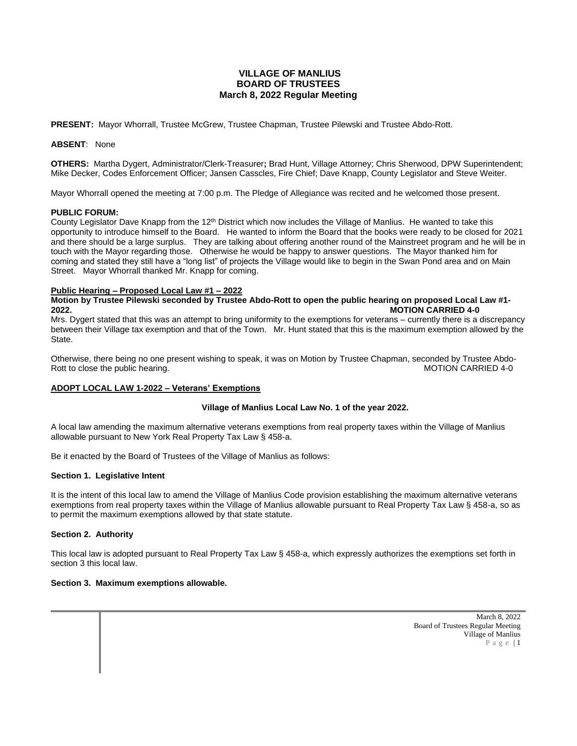# VILLAGE OF MANLIUS
## BOARD OF TRUSTEES
### March 8, 2022 Regular Meeting

**PRESENT:** Mayor Whorrall, Trustee McGrew, Trustee Chapman, Trustee Pilewski and Trustee Abdo-Rott.

**ABSENT**: None

**OTHERS:** Martha Dygert, Administrator/Clerk-Treasurer**;** Brad Hunt, Village Attorney; Chris Sherwood, DPW Superintendent; Mike Decker, Codes Enforcement Officer; Jansen Casscles, Fire Chief; Dave Knapp, County Legislator and Steve Weiter.

Mayor Whorrall opened the meeting at 7:00 p.m. The Pledge of Allegiance was recited and he welcomed those present.

**PUBLIC FORUM:**
County Legislator Dave Knapp from the 12th District which now includes the Village of Manlius. He wanted to take this opportunity to introduce himself to the Board. He wanted to inform the Board that the books were ready to be closed for 2021 and there should be a large surplus. They are talking about offering another round of the Mainstreet program and he will be in touch with the Mayor regarding those. Otherwise he would be happy to answer questions. The Mayor thanked him for coming and stated they still have a "long list" of projects the Village would like to begin in the Swan Pond area and on Main Street. Mayor Whorrall thanked Mr. Knapp for coming.

**Public Hearing – Proposed Local Law #1 – 2022**

**Motion by Trustee Pilewski seconded by Trustee Abdo-Rott to open the public hearing on proposed Local Law #1-2022. MOTION CARRIED 4-0**

Mrs. Dygert stated that this was an attempt to bring uniformity to the exemptions for veterans – currently there is a discrepancy between their Village tax exemption and that of the Town. Mr. Hunt stated that this is the maximum exemption allowed by the State.

Otherwise, there being no one present wishing to speak, it was on Motion by Trustee Chapman, seconded by Trustee Abdo-Rott to close the public hearing. MOTION CARRIED 4-0

**ADOPT LOCAL LAW 1-2022 – Veterans' Exemptions**

**Village of Manlius Local Law No. 1 of the year 2022.**

A local law amending the maximum alternative veterans exemptions from real property taxes within the Village of Manlius allowable pursuant to New York Real Property Tax Law § 458-a.

Be it enacted by the Board of Trustees of the Village of Manlius as follows:

**Section 1. Legislative Intent**

It is the intent of this local law to amend the Village of Manlius Code provision establishing the maximum alternative veterans exemptions from real property taxes within the Village of Manlius allowable pursuant to Real Property Tax Law § 458-a, so as to permit the maximum exemptions allowed by that state statute.

**Section 2. Authority**

This local law is adopted pursuant to Real Property Tax Law § 458-a, which expressly authorizes the exemptions set forth in section 3 this local law.

**Section 3. Maximum exemptions allowable.**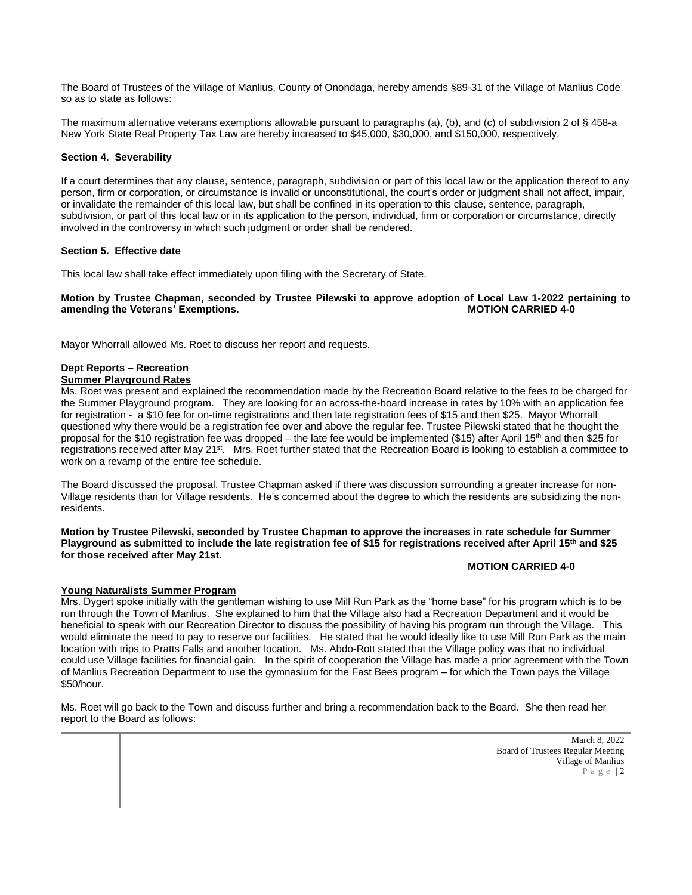The Board of Trustees of the Village of Manlius, County of Onondaga, hereby amends §89-31 of the Village of Manlius Code so as to state as follows:

The maximum alternative veterans exemptions allowable pursuant to paragraphs (a), (b), and (c) of subdivision 2 of § 458-a New York State Real Property Tax Law are hereby increased to $45,000, $30,000, and $150,000, respectively.

**Section 4. Severability**

If a court determines that any clause, sentence, paragraph, subdivision or part of this local law or the application thereof to any person, firm or corporation, or circumstance is invalid or unconstitutional, the court's order or judgment shall not affect, impair, or invalidate the remainder of this local law, but shall be confined in its operation to this clause, sentence, paragraph, subdivision, or part of this local law or in its application to the person, individual, firm or corporation or circumstance, directly involved in the controversy in which such judgment or order shall be rendered.

**Section 5. Effective date**

This local law shall take effect immediately upon filing with the Secretary of State.

**Motion by Trustee Chapman, seconded by Trustee Pilewski to approve adoption of Local Law 1-2022 pertaining to amending the Veterans' Exemptions. MOTION CARRIED 4-0**

Mayor Whorrall allowed Ms. Roet to discuss her report and requests.

**Dept Reports – Recreation**

**Summer Playground Rates**

Ms. Roet was present and explained the recommendation made by the Recreation Board relative to the fees to be charged for the Summer Playground program. They are looking for an across-the-board increase in rates by 10% with an application fee for registration - a $10 fee for on-time registrations and then late registration fees of $15 and then $25. Mayor Whorrall questioned why there would be a registration fee over and above the regular fee. Trustee Pilewski stated that he thought the proposal for the $10 registration fee was dropped – the late fee would be implemented ($15) after April 15th and then $25 for registrations received after May 21st. Mrs. Roet further stated that the Recreation Board is looking to establish a committee to work on a revamp of the entire fee schedule.

The Board discussed the proposal. Trustee Chapman asked if there was discussion surrounding a greater increase for non-Village residents than for Village residents. He's concerned about the degree to which the residents are subsidizing the non-residents.

**Motion by Trustee Pilewski, seconded by Trustee Chapman to approve the increases in rate schedule for Summer Playground as submitted to include the late registration fee of $15 for registrations received after April 15th and $25 for those received after May 21st.**

**MOTION CARRIED 4-0**

**Young Naturalists Summer Program**

Mrs. Dygert spoke initially with the gentleman wishing to use Mill Run Park as the "home base" for his program which is to be run through the Town of Manlius. She explained to him that the Village also had a Recreation Department and it would be beneficial to speak with our Recreation Director to discuss the possibility of having his program run through the Village. This would eliminate the need to pay to reserve our facilities. He stated that he would ideally like to use Mill Run Park as the main location with trips to Pratts Falls and another location. Ms. Abdo-Rott stated that the Village policy was that no individual could use Village facilities for financial gain. In the spirit of cooperation the Village has made a prior agreement with the Town of Manlius Recreation Department to use the gymnasium for the Fast Bees program – for which the Town pays the Village $50/hour.

Ms. Roet will go back to the Town and discuss further and bring a recommendation back to the Board. She then read her report to the Board as follows: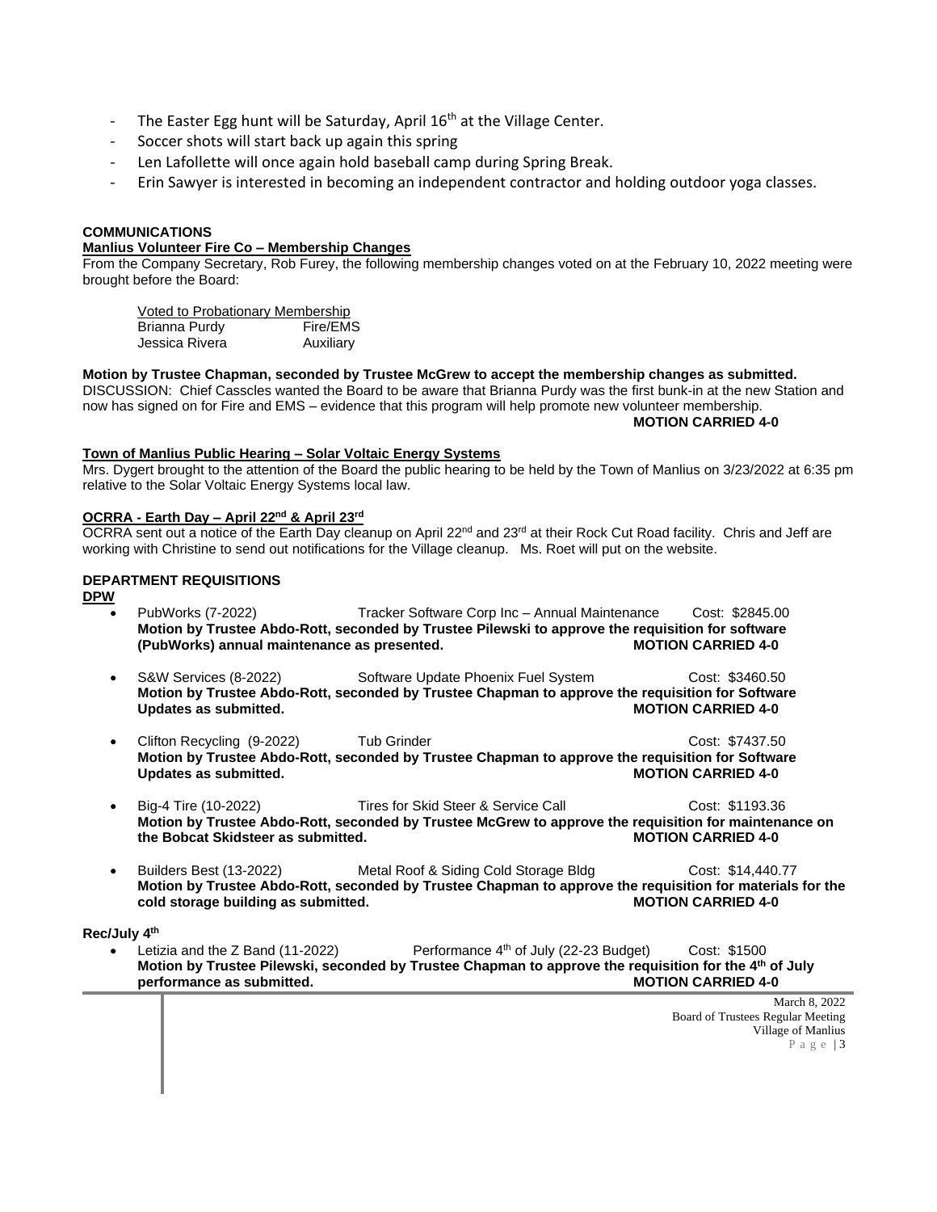- The Easter Egg hunt will be Saturday, April 16th at the Village Center.
- Soccer shots will start back up again this spring
- Len Lafollette will once again hold baseball camp during Spring Break.
- Erin Sawyer is interested in becoming an independent contractor and holding outdoor yoga classes.

**COMMUNICATIONS**

**Manlius Volunteer Fire Co – Membership Changes**

From the Company Secretary, Rob Furey, the following membership changes voted on at the February 10, 2022 meeting were brought before the Board:

| Voted to Probationary Membership | |
|---|---|
| Brianna Purdy | Fire/EMS |
| Jessica Rivera | Auxiliary |

**Motion by Trustee Chapman, seconded by Trustee McGrew to accept the membership changes as submitted.**
DISCUSSION: Chief Casscles wanted the Board to be aware that Brianna Purdy was the first bunk-in at the new Station and now has signed on for Fire and EMS – evidence that this program will help promote new volunteer membership.
**MOTION CARRIED 4-0**

**Town of Manlius Public Hearing – Solar Voltaic Energy Systems**

Mrs. Dygert brought to the attention of the Board the public hearing to be held by the Town of Manlius on 3/23/2022 at 6:35 pm relative to the Solar Voltaic Energy Systems local law.

**OCRRA - Earth Day – April 22nd & April 23rd**

OCRRA sent out a notice of the Earth Day cleanup on April 22nd and 23rd at their Rock Cut Road facility. Chris and Jeff are working with Christine to send out notifications for the Village cleanup. Ms. Roet will put on the website.

**DEPARTMENT REQUISITIONS**

**DPW**

- PubWorks (7-2022) Tracker Software Corp Inc – Annual Maintenance Cost: $2845.00
  **Motion by Trustee Abdo-Rott, seconded by Trustee Pilewski to approve the requisition for software (PubWorks) annual maintenance as presented. MOTION CARRIED 4-0**

- S&W Services (8-2022) Software Update Phoenix Fuel System Cost: $3460.50
  **Motion by Trustee Abdo-Rott, seconded by Trustee Chapman to approve the requisition for Software Updates as submitted. MOTION CARRIED 4-0**

- Clifton Recycling (9-2022) Tub Grinder Cost: $7437.50
  **Motion by Trustee Abdo-Rott, seconded by Trustee Chapman to approve the requisition for Software Updates as submitted. MOTION CARRIED 4-0**

- Big-4 Tire (10-2022) Tires for Skid Steer & Service Call Cost: $1193.36
  **Motion by Trustee Abdo-Rott, seconded by Trustee McGrew to approve the requisition for maintenance on the Bobcat Skidsteer as submitted. MOTION CARRIED 4-0**

- Builders Best (13-2022) Metal Roof & Siding Cold Storage Bldg Cost: $14,440.77
  **Motion by Trustee Abdo-Rott, seconded by Trustee Chapman to approve the requisition for materials for the cold storage building as submitted. MOTION CARRIED 4-0**

**Rec/July 4th**

- Letizia and the Z Band (11-2022) Performance 4th of July (22-23 Budget) Cost: $1500
  **Motion by Trustee Pilewski, seconded by Trustee Chapman to approve the requisition for the 4th of July performance as submitted. MOTION CARRIED 4-0**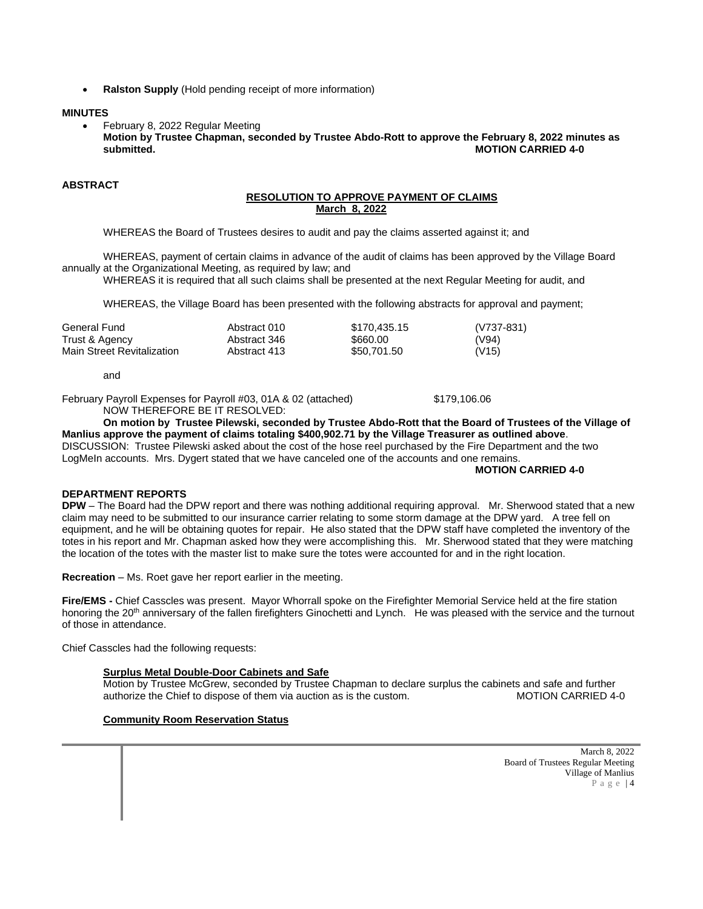- **Ralston Supply** (Hold pending receipt of more information)

**MINUTES**

- February 8, 2022 Regular Meeting
  **Motion by Trustee Chapman, seconded by Trustee Abdo-Rott to approve the February 8, 2022 minutes as submitted. MOTION CARRIED 4-0**

**ABSTRACT**

**RESOLUTION TO APPROVE PAYMENT OF CLAIMS**
**March 8, 2022**

WHEREAS the Board of Trustees desires to audit and pay the claims asserted against it; and

WHEREAS, payment of certain claims in advance of the audit of claims has been approved by the Village Board annually at the Organizational Meeting, as required by law; and

WHEREAS it is required that all such claims shall be presented at the next Regular Meeting for audit, and

WHEREAS, the Village Board has been presented with the following abstracts for approval and payment;

| | | | |
|---|---|---|---|
| General Fund | Abstract 010 | \$170,435.15 | (V737-831) |
| Trust & Agency | Abstract 346 | \$660.00 | (V94) |
| Main Street Revitalization | Abstract 413 | \$50,701.50 | (V15) |

and

February Payroll Expenses for Payroll #03, 01A & 02 (attached) \$179,106.06

NOW THEREFORE BE IT RESOLVED:

**On motion by Trustee Pilewski, seconded by Trustee Abdo-Rott that the Board of Trustees of the Village of Manlius approve the payment of claims totaling \$400,902.71 by the Village Treasurer as outlined above**.

DISCUSSION: Trustee Pilewski asked about the cost of the hose reel purchased by the Fire Department and the two LogMeIn accounts. Mrs. Dygert stated that we have canceled one of the accounts and one remains.

**MOTION CARRIED 4-0**

**DEPARTMENT REPORTS**

**DPW** – The Board had the DPW report and there was nothing additional requiring approval. Mr. Sherwood stated that a new claim may need to be submitted to our insurance carrier relating to some storm damage at the DPW yard. A tree fell on equipment, and he will be obtaining quotes for repair. He also stated that the DPW staff have completed the inventory of the totes in his report and Mr. Chapman asked how they were accomplishing this. Mr. Sherwood stated that they were matching the location of the totes with the master list to make sure the totes were accounted for and in the right location.

**Recreation** – Ms. Roet gave her report earlier in the meeting.

**Fire/EMS -** Chief Casscles was present. Mayor Whorrall spoke on the Firefighter Memorial Service held at the fire station honoring the 20th anniversary of the fallen firefighters Ginochetti and Lynch. He was pleased with the service and the turnout of those in attendance.

Chief Casscles had the following requests:

**Surplus Metal Double-Door Cabinets and Safe**

Motion by Trustee McGrew, seconded by Trustee Chapman to declare surplus the cabinets and safe and further authorize the Chief to dispose of them via auction as is the custom. MOTION CARRIED 4-0

**Community Room Reservation Status**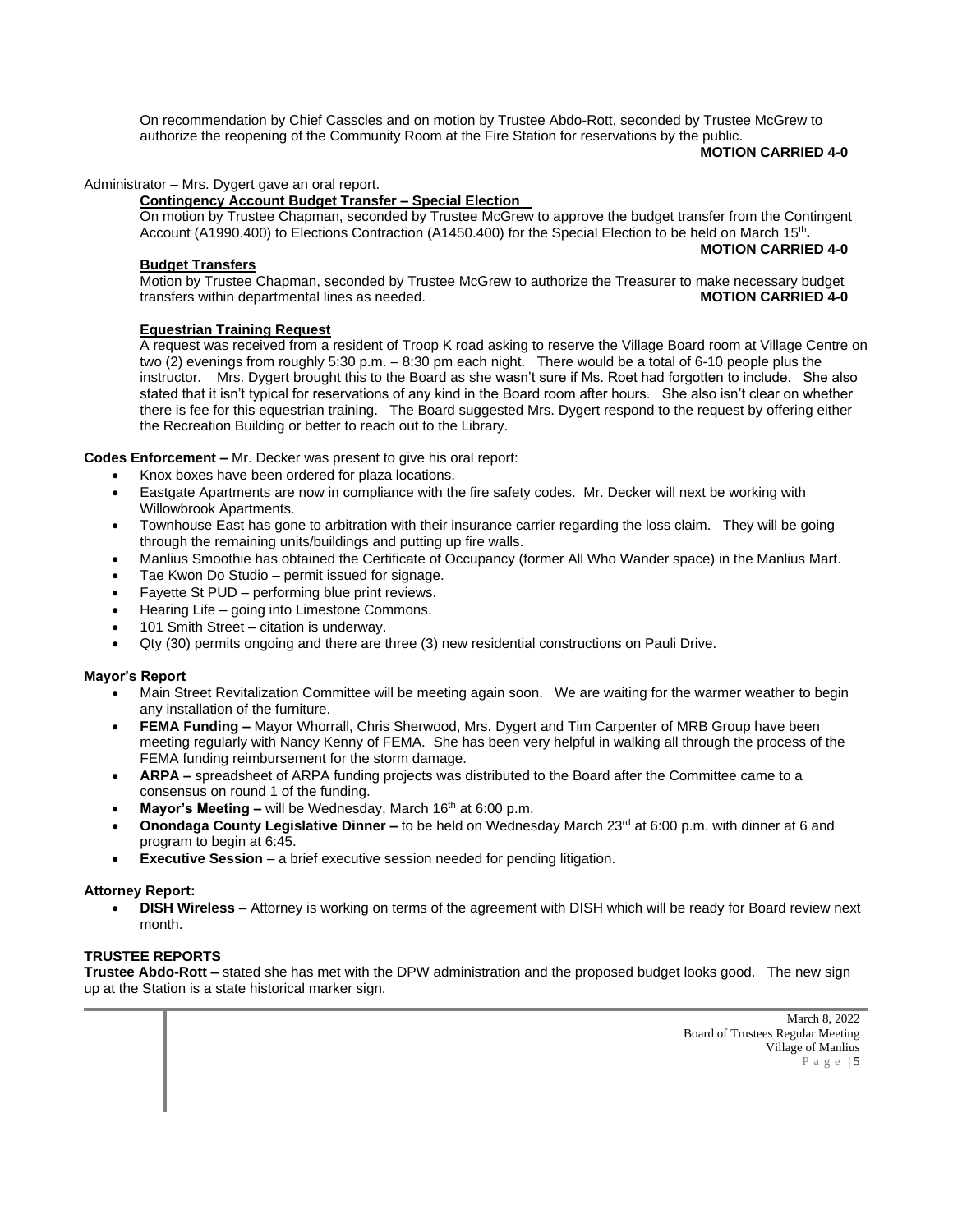On recommendation by Chief Casscles and on motion by Trustee Abdo-Rott, seconded by Trustee McGrew to authorize the reopening of the Community Room at the Fire Station for reservations by the public.

**MOTION CARRIED 4-0**

Administrator – Mrs. Dygert gave an oral report.

**Contingency Account Budget Transfer – Special Election**

On motion by Trustee Chapman, seconded by Trustee McGrew to approve the budget transfer from the Contingent Account (A1990.400) to Elections Contraction (A1450.400) for the Special Election to be held on March 15th**.**

**MOTION CARRIED 4-0**

**Budget Transfers**

Motion by Trustee Chapman, seconded by Trustee McGrew to authorize the Treasurer to make necessary budget transfers within departmental lines as needed. **MOTION CARRIED 4-0**

**Equestrian Training Request**

A request was received from a resident of Troop K road asking to reserve the Village Board room at Village Centre on two (2) evenings from roughly 5:30 p.m. – 8:30 pm each night. There would be a total of 6-10 people plus the instructor. Mrs. Dygert brought this to the Board as she wasn't sure if Ms. Roet had forgotten to include. She also stated that it isn't typical for reservations of any kind in the Board room after hours. She also isn't clear on whether there is fee for this equestrian training. The Board suggested Mrs. Dygert respond to the request by offering either the Recreation Building or better to reach out to the Library.

**Codes Enforcement –** Mr. Decker was present to give his oral report:

- Knox boxes have been ordered for plaza locations.
- Eastgate Apartments are now in compliance with the fire safety codes. Mr. Decker will next be working with Willowbrook Apartments.
- Townhouse East has gone to arbitration with their insurance carrier regarding the loss claim. They will be going through the remaining units/buildings and putting up fire walls.
- Manlius Smoothie has obtained the Certificate of Occupancy (former All Who Wander space) in the Manlius Mart.
- Tae Kwon Do Studio – permit issued for signage.
- Fayette St PUD – performing blue print reviews.
- Hearing Life – going into Limestone Commons.
- 101 Smith Street – citation is underway.
- Qty (30) permits ongoing and there are three (3) new residential constructions on Pauli Drive.

**Mayor's Report**

- Main Street Revitalization Committee will be meeting again soon. We are waiting for the warmer weather to begin any installation of the furniture.
- **FEMA Funding –** Mayor Whorrall, Chris Sherwood, Mrs. Dygert and Tim Carpenter of MRB Group have been meeting regularly with Nancy Kenny of FEMA. She has been very helpful in walking all through the process of the FEMA funding reimbursement for the storm damage.
- **ARPA –** spreadsheet of ARPA funding projects was distributed to the Board after the Committee came to a consensus on round 1 of the funding.
- **Mayor's Meeting –** will be Wednesday, March 16th at 6:00 p.m.
- **Onondaga County Legislative Dinner –** to be held on Wednesday March 23rd at 6:00 p.m. with dinner at 6 and program to begin at 6:45.
- **Executive Session** – a brief executive session needed for pending litigation.

**Attorney Report:**

- **DISH Wireless** – Attorney is working on terms of the agreement with DISH which will be ready for Board review next month.

**TRUSTEE REPORTS**

**Trustee Abdo-Rott –** stated she has met with the DPW administration and the proposed budget looks good. The new sign up at the Station is a state historical marker sign.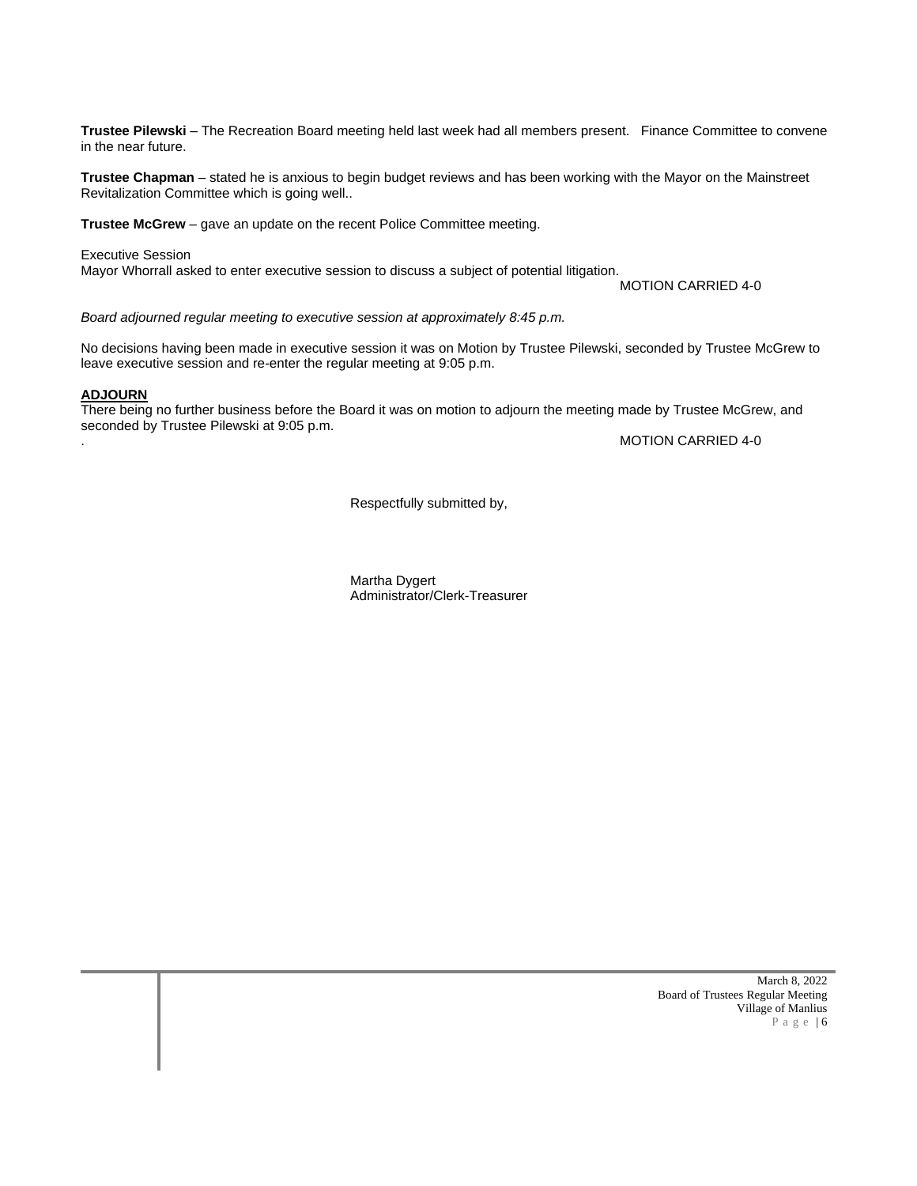**Trustee Pilewski** – The Recreation Board meeting held last week had all members present. Finance Committee to convene in the near future.

**Trustee Chapman** – stated he is anxious to begin budget reviews and has been working with the Mayor on the Mainstreet Revitalization Committee which is going well..

**Trustee McGrew** – gave an update on the recent Police Committee meeting.

Executive Session
Mayor Whorrall asked to enter executive session to discuss a subject of potential litigation.

MOTION CARRIED 4-0

*Board adjourned regular meeting to executive session at approximately 8:45 p.m.*

No decisions having been made in executive session it was on Motion by Trustee Pilewski, seconded by Trustee McGrew to leave executive session and re-enter the regular meeting at 9:05 p.m.

**ADJOURN**

There being no further business before the Board it was on motion to adjourn the meeting made by Trustee McGrew, and seconded by Trustee Pilewski at 9:05 p.m.

.

MOTION CARRIED 4-0

Respectfully submitted by,

Martha Dygert
Administrator/Clerk-Treasurer